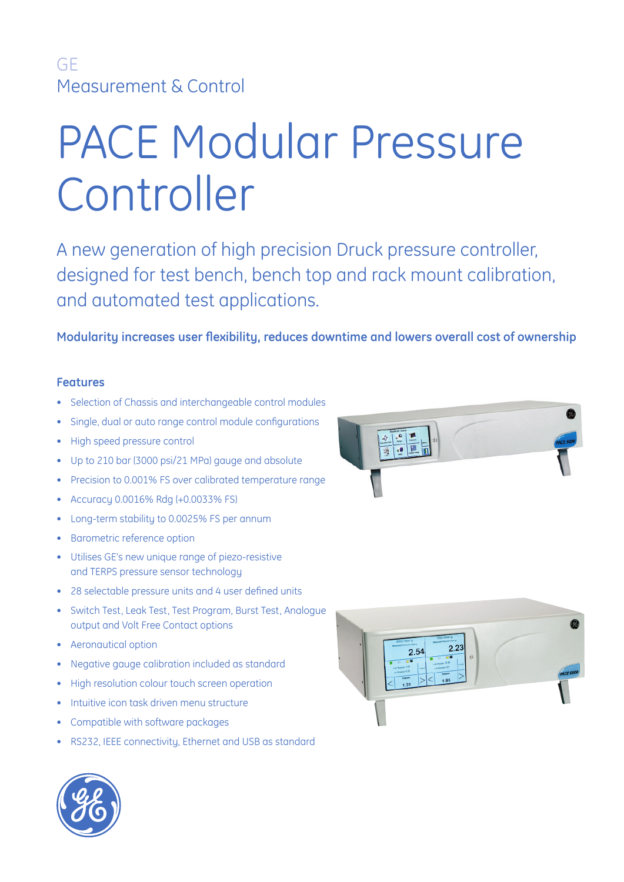GE
Measurement & Control

# PACE Modular Pressure Controller

## A new generation of high precision Druck pressure controller, designed for test bench, bench top and rack mount calibration, and automated test applications.

**Modularity increases user flexibility, reduces downtime and lowers overall cost of ownership**

### Features

- Selection of Chassis and interchangeable control modules
- Single, dual or auto range control module configurations
- High speed pressure control
- Up to 210 bar (3000 psi/21 MPa) gauge and absolute
- Precision to 0.001% FS over calibrated temperature range
- Accuracy 0.0016% Rdg (+0.0033% FS)
- Long-term stability to 0.0025% FS per annum
- Barometric reference option
- Utilises GE's new unique range of piezo-resistive and TERPS pressure sensor technology
- 28 selectable pressure units and 4 user defined units
- Switch Test, Leak Test, Test Program, Burst Test, Analogue output and Volt Free Contact options
- Aeronautical option
- Negative gauge calibration included as standard
- High resolution colour touch screen operation
- Intuitive icon task driven menu structure
- Compatible with software packages
- RS232, IEEE connectivity, Ethernet and USB as standard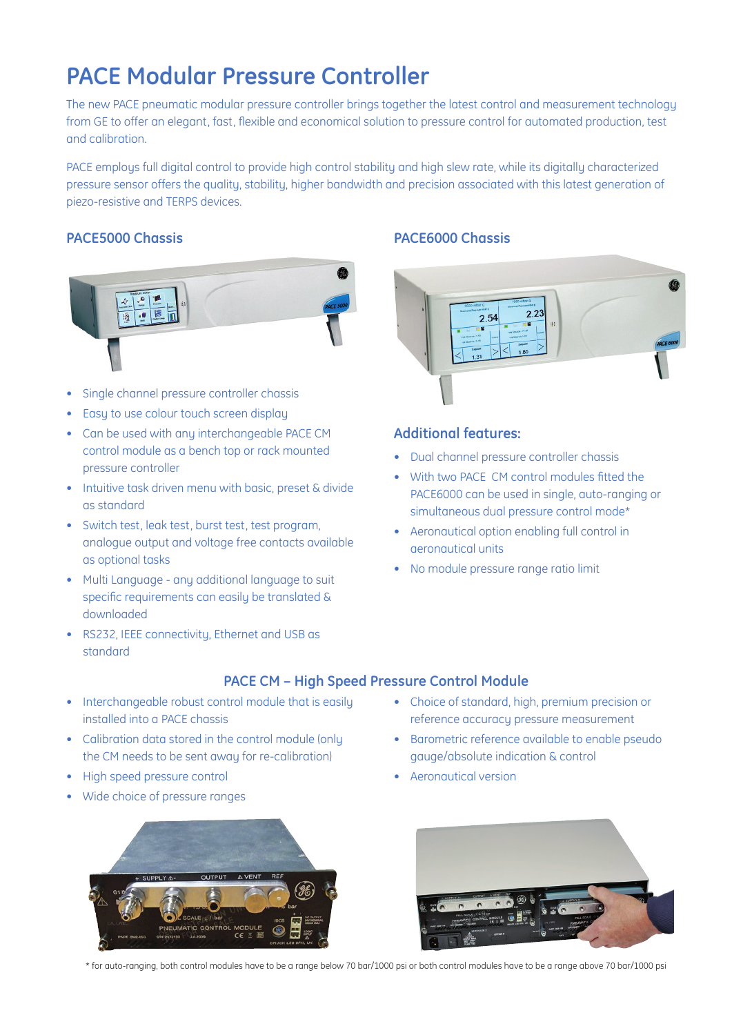# PACE Modular Pressure Controller

The new PACE pneumatic modular pressure controller brings together the latest control and measurement technology from GE to offer an elegant, fast, flexible and economical solution to pressure control for automated production, test and calibration.

PACE employs full digital control to provide high control stability and high slew rate, while its digitally characterized pressure sensor offers the quality, stability, higher bandwidth and precision associated with this latest generation of piezo-resistive and TERPS devices.

## PACE5000 Chassis

- Single channel pressure controller chassis
- Easy to use colour touch screen display
- Can be used with any interchangeable PACE CM control module as a bench top or rack mounted pressure controller
- Intuitive task driven menu with basic, preset & divide as standard
- Switch test, leak test, burst test, test program, analogue output and voltage free contacts available as optional tasks
- Multi Language - any additional language to suit specific requirements can easily be translated & downloaded
- RS232, IEEE connectivity, Ethernet and USB as standard

## PACE6000 Chassis

### Additional features:

- Dual channel pressure controller chassis
- With two PACE CM control modules fitted the PACE6000 can be used in single, auto-ranging or simultaneous dual pressure control mode*
- Aeronautical option enabling full control in aeronautical units
- No module pressure range ratio limit

## PACE CM – High Speed Pressure Control Module

- Interchangeable robust control module that is easily installed into a PACE chassis
- Calibration data stored in the control module (only the CM needs to be sent away for re-calibration)
- High speed pressure control
- Wide choice of pressure ranges
- Choice of standard, high, premium precision or reference accuracy pressure measurement
- Barometric reference available to enable pseudo gauge/absolute indication & control
- Aeronautical version

\* for auto-ranging, both control modules have to be a range below 70 bar/1000 psi or both control modules have to be a range above 70 bar/1000 psi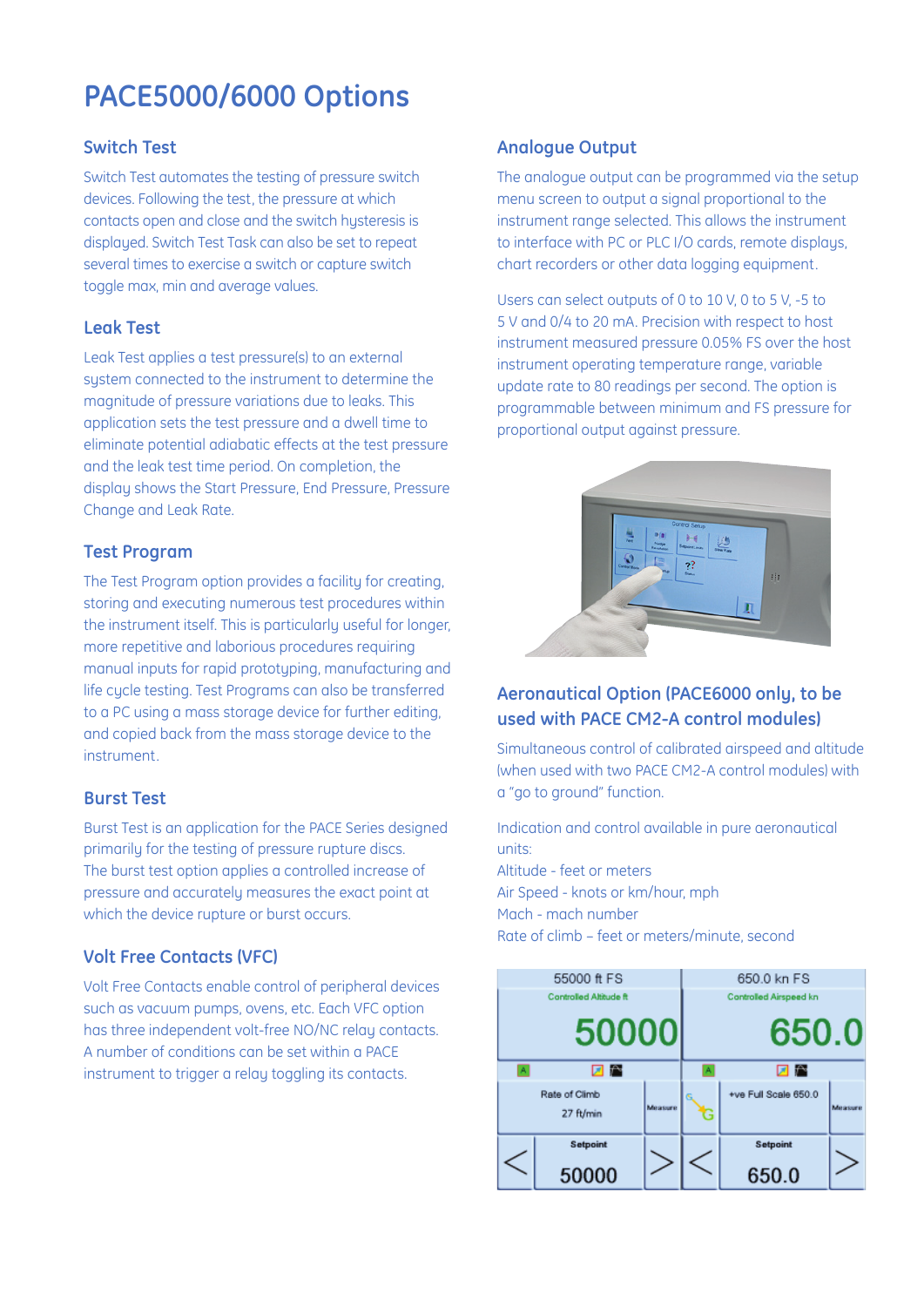# PACE5000/6000 Options

## Switch Test

Switch Test automates the testing of pressure switch devices. Following the test, the pressure at which contacts open and close and the switch hysteresis is displayed. Switch Test Task can also be set to repeat several times to exercise a switch or capture switch toggle max, min and average values.

## Leak Test

Leak Test applies a test pressure(s) to an external system connected to the instrument to determine the magnitude of pressure variations due to leaks. This application sets the test pressure and a dwell time to eliminate potential adiabatic effects at the test pressure and the leak test time period. On completion, the display shows the Start Pressure, End Pressure, Pressure Change and Leak Rate.

## Test Program

The Test Program option provides a facility for creating, storing and executing numerous test procedures within the instrument itself. This is particularly useful for longer, more repetitive and laborious procedures requiring manual inputs for rapid prototyping, manufacturing and life cycle testing. Test Programs can also be transferred to a PC using a mass storage device for further editing, and copied back from the mass storage device to the instrument.

## Burst Test

Burst Test is an application for the PACE Series designed primarily for the testing of pressure rupture discs. The burst test option applies a controlled increase of pressure and accurately measures the exact point at which the device rupture or burst occurs.

## Volt Free Contacts (VFC)

Volt Free Contacts enable control of peripheral devices such as vacuum pumps, ovens, etc. Each VFC option has three independent volt-free NO/NC relay contacts. A number of conditions can be set within a PACE instrument to trigger a relay toggling its contacts.

## Analogue Output

The analogue output can be programmed via the setup menu screen to output a signal proportional to the instrument range selected. This allows the instrument to interface with PC or PLC I/O cards, remote displays, chart recorders or other data logging equipment.

Users can select outputs of 0 to 10 V, 0 to 5 V, -5 to 5 V and 0/4 to 20 mA. Precision with respect to host instrument measured pressure 0.05% FS over the host instrument operating temperature range, variable update rate to 80 readings per second. The option is programmable between minimum and FS pressure for proportional output against pressure.

## Aeronautical Option (PACE6000 only, to be used with PACE CM2-A control modules)

Simultaneous control of calibrated airspeed and altitude (when used with two PACE CM2-A control modules) with a "go to ground" function.

Indication and control available in pure aeronautical units:

Altitude - feet or meters
Air Speed - knots or km/hour, mph
Mach - mach number
Rate of climb – feet or meters/minute, second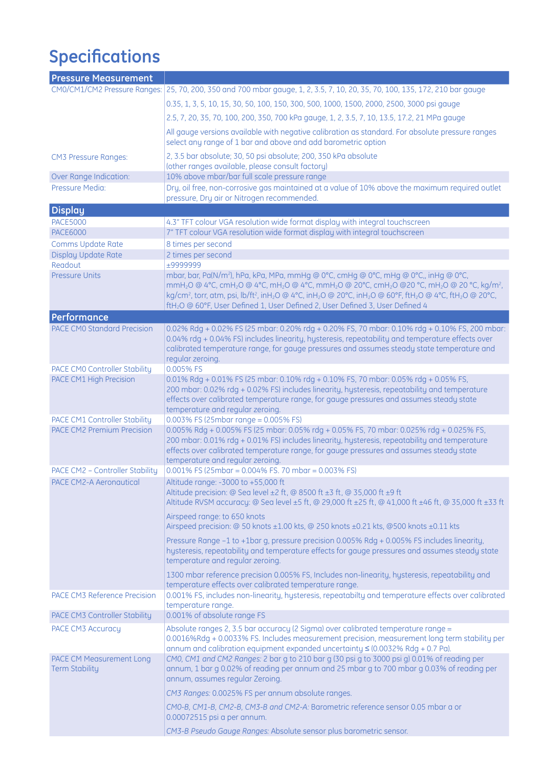# Specifications

| Pressure Measurement | |
|---|---|
| CM0/CM1/CM2 Pressure Ranges: | 25, 70, 200, 350 and 700 mbar gauge, 1, 2, 3.5, 7, 10, 20, 35, 70, 100, 135, 172, 210 bar gauge<br><br>0.35, 1, 3, 5, 10, 15, 30, 50, 100, 150, 300, 500, 1000, 1500, 2000, 2500, 3000 psi gauge<br><br>2.5, 7, 20, 35, 70, 100, 200, 350, 700 kPa gauge, 1, 2, 3.5, 7, 10, 13.5, 17.2, 21 MPa gauge<br><br>All gauge versions available with negative calibration as standard. For absolute pressure ranges select any range of 1 bar and above and add barometric option |
| CM3 Pressure Ranges: | 2, 3.5 bar absolute; 30, 50 psi absolute; 200, 350 kPa absolute<br>(other ranges available, please consult factory) |
| Over Range Indication: | 10% above mbar/bar full scale pressure range |
| Pressure Media: | Dry, oil free, non-corrosive gas maintained at a value of 10% above the maximum required outlet pressure, Dry air or Nitrogen recommended. |
| **Display** | |
| PACE5000 | 4.3" TFT colour VGA resolution wide format display with integral touchscreen |
| PACE6000 | 7" TFT colour VGA resolution wide format display with integral touchscreen |
| Comms Update Rate | 8 times per second |
| Display Update Rate | 2 times per second |
| Readout | ±9999999 |
| Pressure Units | mbar, bar, Pa(N/m$^2$), hPa, kPa, MPa, mmHg @ 0°C, cmHg @ 0°C, mHg @ 0°C,, inHg @ 0°C, mm$H_2O$ @ 4°C, cm$H_2O$ @ 4°C, m$H_2O$ @ 4°C, mm$H_2O$ @ 20°C, cm$H_2O$ @20 °C, m$H_2O$ @ 20 °C, kg/m$^2$, kg/cm$^2$, torr, atm, psi, lb/ft$^2$, in$H_2O$ @ 4°C, in$H_2O$ @ 20°C, in$H_2O$ @ 60°F, ft$H_2O$ @ 4°C, ft$H_2O$ @ 20°C, ft$H_2O$ @ 60°F, User Defined 1, User Defined 2, User Defined 3, User Defined 4 |
| **Performance** | |
| PACE CM0 Standard Precision | 0.02% Rdg + 0.02% FS (25 mbar: 0.20% rdg + 0.20% FS, 70 mbar: 0.10% rdg + 0.10% FS, 200 mbar: 0.04% rdg + 0.04% FS) includes linearity, hysteresis, repeatability and temperature effects over calibrated temperature range, for gauge pressures and assumes steady state temperature and regular zeroing. |
| PACE CM0 Controller Stability | 0.005% FS |
| PACE CM1 High Precision | 0.01% Rdg + 0.01% FS (25 mbar: 0.10% rdg + 0.10% FS, 70 mbar: 0.05% rdg + 0.05% FS, 200 mbar: 0.02% rdg + 0.02% FS) includes linearity, hysteresis, repeatability and temperature effects over calibrated temperature range, for gauge pressures and assumes steady state temperature and regular zeroing. |
| PACE CM1 Controller Stability | 0.003% FS (25mbar range = 0.005% FS) |
| PACE CM2 Premium Precision | 0.005% Rdg + 0.005% FS (25 mbar: 0.05% rdg + 0.05% FS, 70 mbar: 0.025% rdg + 0.025% FS, 200 mbar: 0.01% rdg + 0.01% FS) includes linearity, hysteresis, repeatability and temperature effects over calibrated temperature range, for gauge pressures and assumes steady state temperature and regular zeroing. |
| PACE CM2 – Controller Stability | 0.001% FS (25mbar = 0.004% FS. 70 mbar = 0.003% FS) |
| PACE CM2-A Aeronautical | Altitude range: -3000 to +55,000 ft<br>Altitude precision: @ Sea level ±2 ft, @ 8500 ft ±3 ft, @ 35,000 ft ±9 ft<br>Altitude RVSM accuracy: @ Sea level ±5 ft, @ 29,000 ft ±25 ft, @ 41,000 ft ±46 ft, @ 35,000 ft ±33 ft<br><br>Airspeed range: to 650 knots<br>Airspeed precision: @ 50 knots ±1.00 kts, @ 250 knots ±0.21 kts, @500 knots ±0.11 kts<br><br>Pressure Range −1 to +1bar g, pressure precision 0.005% Rdg + 0.005% FS includes linearity, hysteresis, repeatability and temperature effects for gauge pressures and assumes steady state temperature and regular zeroing.<br><br>1300 mbar reference precision 0.005% FS, Includes non-linearity, hysteresis, repeatability and temperature effects over calibrated temperature range. |
| PACE CM3 Reference Precision | 0.001% FS, includes non-linearity, hysteresis, repeatabilty and temperature effects over calibrated temperature range. |
| PACE CM3 Controller Stability | 0.001% of absolute range FS |
| PACE CM3 Accuracy | Absolute ranges 2, 3.5 bar accuracy (2 Sigma) over calibrated temperature range = 0.0016%Rdg + 0.0033% FS. Includes measurement precision, measurement long term stability per annum and calibration equipment expanded uncertainty ≤ (0.0032% Rdg + 0.7 Pa). |
| PACE CM Measurement Long Term Stability | *CM0, CM1 and CM2 Ranges:* 2 bar g to 210 bar g (30 psi g to 3000 psi g) 0.01% of reading per annum, 1 bar g 0.02% of reading per annum and 25 mbar g to 700 mbar g 0.03% of reading per annum, assumes regular Zeroing.<br><br>*CM3 Ranges:* 0.0025% FS per annum absolute ranges.<br><br>*CM0-B, CM1-B, CM2-B, CM3-B and CM2-A:* Barometric reference sensor 0.05 mbar a or 0.00072515 psi a per annum.<br><br>*CM3-B Pseudo Gauge Ranges:* Absolute sensor plus barometric sensor. |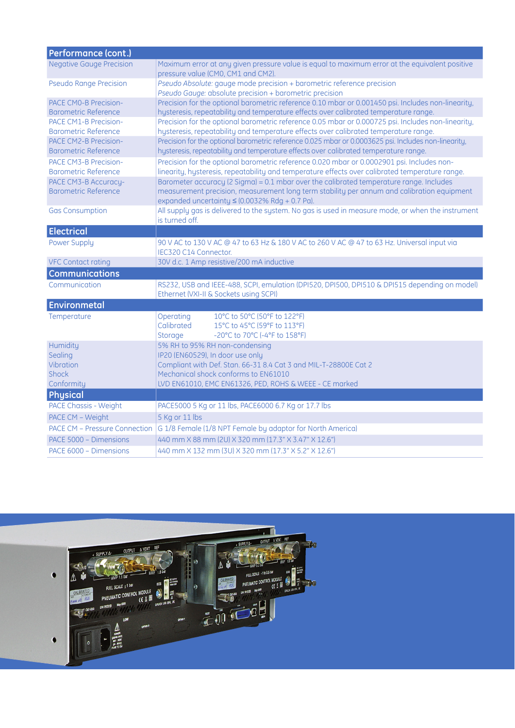| Performance (cont.) | |
|---|---|
| Negative Gauge Precision | Maximum error at any given pressure value is equal to maximum error at the equivalent positive pressure value (CM0, CM1 and CM2). |
| Pseudo Range Precision | *Pseudo Absolute:* gauge mode precision + barometric reference precision<br>*Pseudo Gauge:* absolute precision + barometric precision |
| PACE CM0-B Precision-Barometric Reference | Precision for the optional barometric reference 0.10 mbar or 0.001450 psi. Includes non-linearity, hysteresis, repeatability and temperature effects over calibrated temperature range. |
| PACE CM1-B Precision-Barometric Reference | Precision for the optional barometric reference 0.05 mbar or 0.000725 psi. Includes non-linearity, hysteresis, repeatability and temperature effects over calibrated temperature range. |
| PACE CM2-B Precision-Barometric Reference | Precision for the optional barometric reference 0.025 mbar or 0.0003625 psi. Includes non-linearity, hysteresis, repeatability and temperature effects over calibrated temperature range. |
| PACE CM3-B Precision-Barometric Reference | Precision for the optional barometric reference 0.020 mbar or 0.0002901 psi. Includes non-linearity, hysteresis, repeatability and temperature effects over calibrated temperature range. |
| PACE CM3-B Accuracy-Barometric Reference | Barometer accuracy (2 Sigma) = 0.1 mbar over the calibrated temperature range. Includes measurement precision, measurement long term stability per annum and calibration equipment expanded uncertainty ≤ (0.0032% Rdg + 0.7 Pa). |
| Gas Consumption | All supply gas is delivered to the system. No gas is used in measure mode, or when the instrument is turned off. |
| **Electrical** | |
| Power Supply | 90 V AC to 130 V AC @ 47 to 63 Hz & 180 V AC to 260 V AC @ 47 to 63 Hz. Universal input via IEC320 C14 Connector. |
| VFC Contact rating | 30V d.c. 1 Amp resistive/200 mA inductive |
| **Communications** | |
| Communication | RS232, USB and IEEE-488, SCPI, emulation (DPI520, DPI500, DPI510 & DPI515 depending on model) Ethernet (VXI-II & Sockets using SCPI) |
| **Environmetal** | |
| Temperature | Operating 10°C to 50°C (50°F to 122°F)<br>Calibrated 15°C to 45°C (59°F to 113°F)<br>Storage -20°C to 70°C (-4°F to 158°F) |
| Humidity | 5% RH to 95% RH non-condensing |
| Sealing | IP20 (EN60529), In door use only |
| Vibration | Compliant with Def. Stan. 66-31 8.4 Cat 3 and MIL-T-28800E Cat 2 |
| Shock | Mechanical shock conforms to EN61010 |
| Conformity | LVD EN61010, EMC EN61326, PED, ROHS & WEEE - CE marked |
| **Physical** | |
| PACE Chassis - Weight | PACE5000 5 Kg or 11 lbs, PACE6000 6.7 Kg or 17.7 lbs |
| PACE CM – Weight | 5 Kg or 11 lbs |
| PACE CM – Pressure Connection | G 1/8 Female (1/8 NPT Female by adaptor for North America) |
| PACE 5000 – Dimensions | 440 mm X 88 mm (2U) X 320 mm (17.3" X 3.47" X 12.6") |
| PACE 6000 – Dimensions | 440 mm X 132 mm (3U) X 320 mm (17.3" X 5.2" X 12.6") |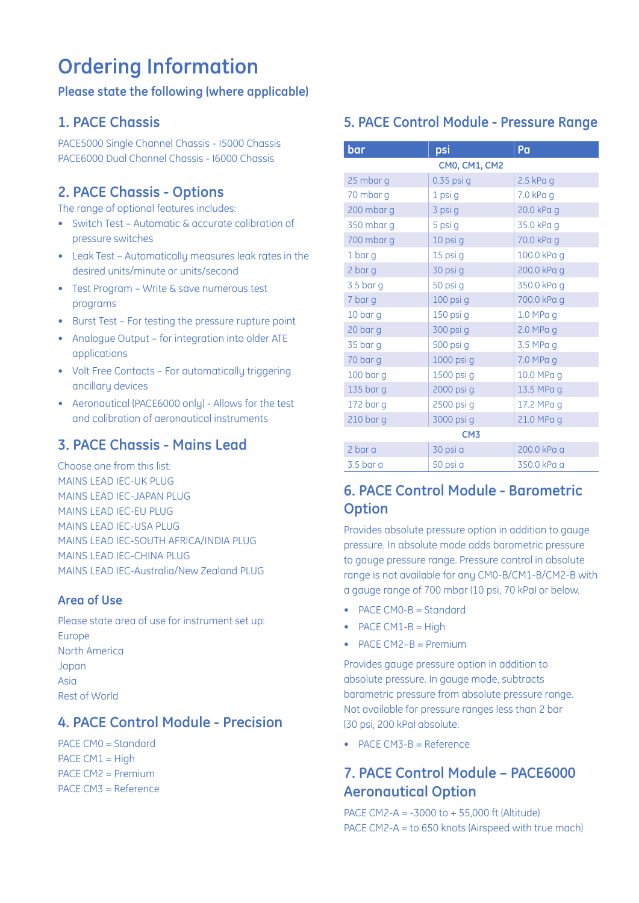# Ordering Information

**Please state the following (where applicable)**

## 1. PACE Chassis

PACE5000 Single Channel Chassis - I5000 Chassis
PACE6000 Dual Channel Chassis - I6000 Chassis

## 2. PACE Chassis - Options

The range of optional features includes:

- Switch Test – Automatic & accurate calibration of pressure switches
- Leak Test – Automatically measures leak rates in the desired units/minute or units/second
- Test Program – Write & save numerous test programs
- Burst Test – For testing the pressure rupture point
- Analogue Output – for integration into older ATE applications
- Volt Free Contacts – For automatically triggering ancillary devices
- Aeronautical (PACE6000 only) - Allows for the test and calibration of aeronautical instruments

## 3. PACE Chassis - Mains Lead

Choose one from this list:
MAINS LEAD IEC-UK PLUG
MAINS LEAD IEC-JAPAN PLUG
MAINS LEAD IEC-EU PLUG
MAINS LEAD IEC-USA PLUG
MAINS LEAD IEC-SOUTH AFRICA/INDIA PLUG
MAINS LEAD IEC-CHINA PLUG
MAINS LEAD IEC-Australia/New Zealand PLUG

### Area of Use

Please state area of use for instrument set up:
Europe
North America
Japan
Asia
Rest of World

## 4. PACE Control Module - Precision

PACE CM0 = Standard
PACE CM1 = High
PACE CM2 = Premium
PACE CM3 = Reference

## 5. PACE Control Module - Pressure Range

| bar | psi | Pa |
|---|---|---|
| | CM0, CM1, CM2 | |
| 25 mbar g | 0.35 psi g | 2.5 kPa g |
| 70 mbar g | 1 psi g | 7.0 kPa g |
| 200 mbar g | 3 psi g | 20.0 kPa g |
| 350 mbar g | 5 psi g | 35.0 kPa g |
| 700 mbar g | 10 psi g | 70.0 kPa g |
| 1 bar g | 15 psi g | 100.0 kPa g |
| 2 bar g | 30 psi g | 200.0 kPa g |
| 3.5 bar g | 50 psi g | 350.0 kPa g |
| 7 bar g | 100 psi g | 700.0 kPa g |
| 10 bar g | 150 psi g | 1.0 MPa g |
| 20 bar g | 300 psi g | 2.0 MPa g |
| 35 bar g | 500 psi g | 3.5 MPa g |
| 70 bar g | 1000 psi g | 7.0 MPa g |
| 100 bar g | 1500 psi g | 10.0 MPa g |
| 135 bar g | 2000 psi g | 13.5 MPa g |
| 172 bar g | 2500 psi g | 17.2 MPa g |
| 210 bar g | 3000 psi g | 21.0 MPa g |
| | CM3 | |
| 2 bar a | 30 psi a | 200.0 kPa a |
| 3.5 bar a | 50 psi a | 350.0 kPa a |

## 6. PACE Control Module - Barometric Option

Provides absolute pressure option in addition to gauge pressure. In absolute mode adds barometric pressure to gauge pressure range. Pressure control in absolute range is not available for any CM0-B/CM1-B/CM2-B with a gauge range of 700 mbar (10 psi, 70 kPa) or below.

- PACE CM0-B = Standard
- PACE CM1-B = High
- PACE CM2–B = Premium

Provides gauge pressure option in addition to absolute pressure. In gauge mode, subtracts barametric pressure from absolute pressure range. Not available for pressure ranges less than 2 bar (30 psi, 200 kPa) absolute.

- PACE CM3-B = Reference

## 7. PACE Control Module – PACE6000 Aeronautical Option

PACE CM2-A = -3000 to + 55,000 ft (Altitude)
PACE CM2-A = to 650 knots (Airspeed with true mach)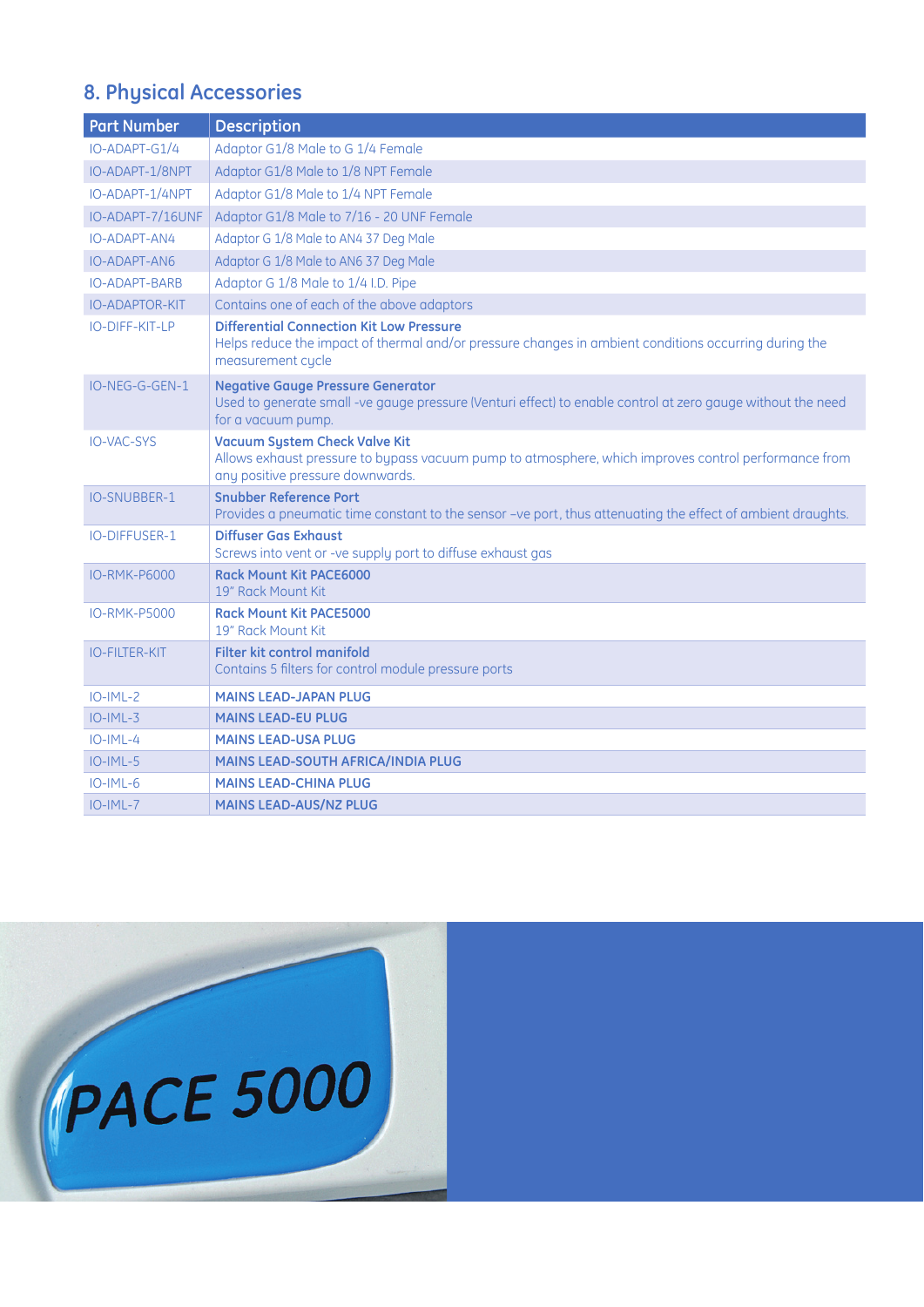## 8. Physical Accessories

| Part Number | Description |
|---|---|
| IO-ADAPT-G1/4 | Adaptor G1/8 Male to G 1/4 Female |
| IO-ADAPT-1/8NPT | Adaptor G1/8 Male to 1/8 NPT Female |
| IO-ADAPT-1/4NPT | Adaptor G1/8 Male to 1/4 NPT Female |
| IO-ADAPT-7/16UNF | Adaptor G1/8 Male to 7/16 - 20 UNF Female |
| IO-ADAPT-AN4 | Adaptor G 1/8 Male to AN4 37 Deg Male |
| IO-ADAPT-AN6 | Adaptor G 1/8 Male to AN6 37 Deg Male |
| IO-ADAPT-BARB | Adaptor G 1/8 Male to 1/4 I.D. Pipe |
| IO-ADAPTOR-KIT | Contains one of each of the above adaptors |
| IO-DIFF-KIT-LP | **Differential Connection Kit Low Pressure** Helps reduce the impact of thermal and/or pressure changes in ambient conditions occurring during the measurement cycle |
| IO-NEG-G-GEN-1 | **Negative Gauge Pressure Generator** Used to generate small -ve gauge pressure (Venturi effect) to enable control at zero gauge without the need for a vacuum pump. |
| IO-VAC-SYS | **Vacuum System Check Valve Kit** Allows exhaust pressure to bypass vacuum pump to atmosphere, which improves control performance from any positive pressure downwards. |
| IO-SNUBBER-1 | **Snubber Reference Port** Provides a pneumatic time constant to the sensor –ve port, thus attenuating the effect of ambient draughts. |
| IO-DIFFUSER-1 | **Diffuser Gas Exhaust** Screws into vent or -ve supply port to diffuse exhaust gas |
| IO-RMK-P6000 | **Rack Mount Kit PACE6000** 19" Rack Mount Kit |
| IO-RMK-P5000 | **Rack Mount Kit PACE5000** 19" Rack Mount Kit |
| IO-FILTER-KIT | **Filter kit control manifold** Contains 5 filters for control module pressure ports |
| IO-IML-2 | **MAINS LEAD-JAPAN PLUG** |
| IO-IML-3 | **MAINS LEAD-EU PLUG** |
| IO-IML-4 | **MAINS LEAD-USA PLUG** |
| IO-IML-5 | **MAINS LEAD-SOUTH AFRICA/INDIA PLUG** |
| IO-IML-6 | **MAINS LEAD-CHINA PLUG** |
| IO-IML-7 | **MAINS LEAD-AUS/NZ PLUG** |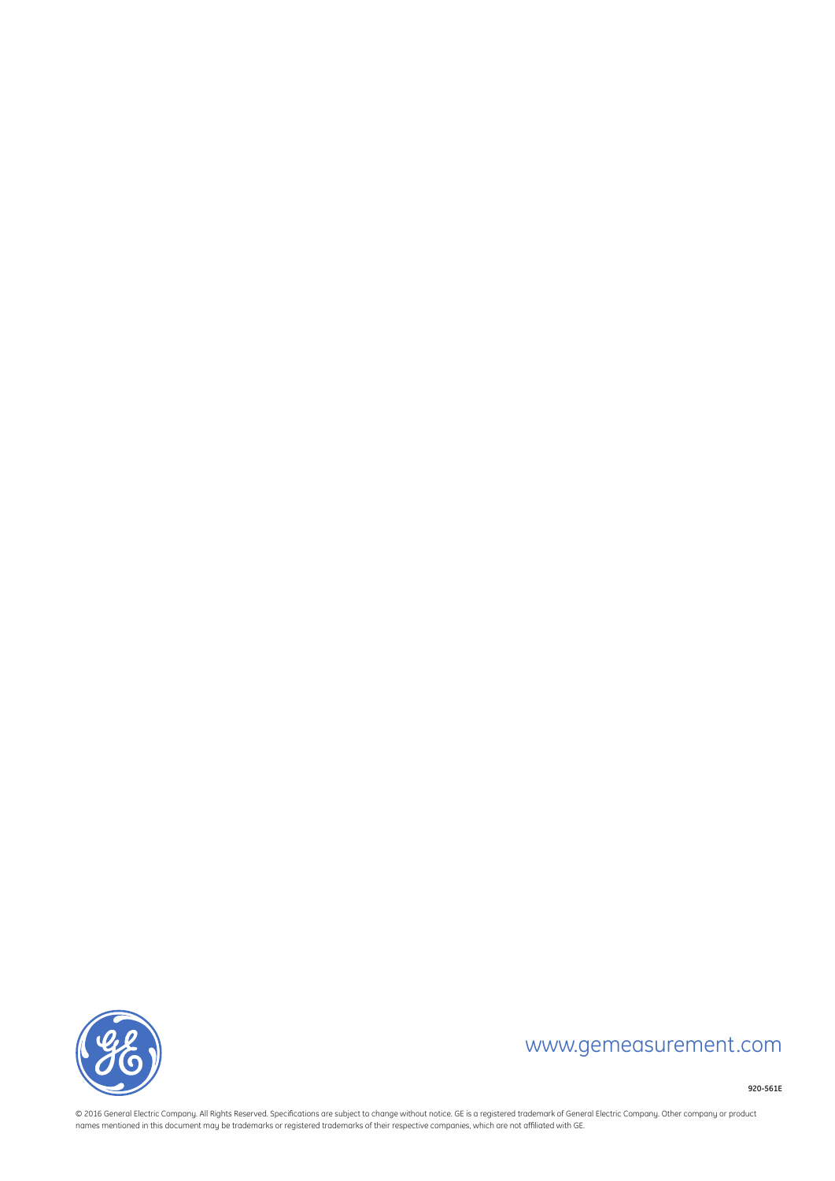www.gemeasurement.com

920-561E

© 2016 General Electric Company. All Rights Reserved. Specifications are subject to change without notice. GE is a registered trademark of General Electric Company. Other company or product names mentioned in this document may be trademarks or registered trademarks of their respective companies, which are not affiliated with GE.